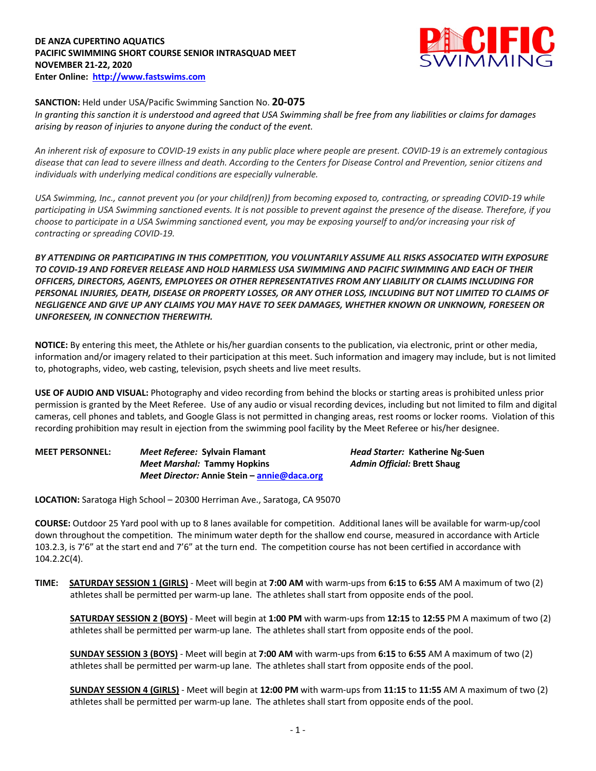**DE ANZA CUPERTINO AQUATICS**
**PACIFIC SWIMMING SHORT COURSE SENIOR INTRASQUAD MEET**
**NOVEMBER 21-22, 2020**
**Enter Online: http://www.fastswims.com**

**SANCTION:** Held under USA/Pacific Swimming Sanction No. **20-075**
*In granting this sanction it is understood and agreed that USA Swimming shall be free from any liabilities or claims for damages arising by reason of injuries to anyone during the conduct of the event.*

*An inherent risk of exposure to COVID-19 exists in any public place where people are present. COVID-19 is an extremely contagious disease that can lead to severe illness and death. According to the Centers for Disease Control and Prevention, senior citizens and individuals with underlying medical conditions are especially vulnerable.*

*USA Swimming, Inc., cannot prevent you (or your child(ren)) from becoming exposed to, contracting, or spreading COVID-19 while participating in USA Swimming sanctioned events. It is not possible to prevent against the presence of the disease. Therefore, if you choose to participate in a USA Swimming sanctioned event, you may be exposing yourself to and/or increasing your risk of contracting or spreading COVID-19.*

***BY ATTENDING OR PARTICIPATING IN THIS COMPETITION, YOU VOLUNTARILY ASSUME ALL RISKS ASSOCIATED WITH EXPOSURE TO COVID-19 AND FOREVER RELEASE AND HOLD HARMLESS USA SWIMMING AND PACIFIC SWIMMING AND EACH OF THEIR OFFICERS, DIRECTORS, AGENTS, EMPLOYEES OR OTHER REPRESENTATIVES FROM ANY LIABILITY OR CLAIMS INCLUDING FOR PERSONAL INJURIES, DEATH, DISEASE OR PROPERTY LOSSES, OR ANY OTHER LOSS, INCLUDING BUT NOT LIMITED TO CLAIMS OF NEGLIGENCE AND GIVE UP ANY CLAIMS YOU MAY HAVE TO SEEK DAMAGES, WHETHER KNOWN OR UNKNOWN, FORESEEN OR UNFORESEEN, IN CONNECTION THEREWITH.***

**NOTICE:** By entering this meet, the Athlete or his/her guardian consents to the publication, via electronic, print or other media, information and/or imagery related to their participation at this meet. Such information and imagery may include, but is not limited to, photographs, video, web casting, television, psych sheets and live meet results.

**USE OF AUDIO AND VISUAL:** Photography and video recording from behind the blocks or starting areas is prohibited unless prior permission is granted by the Meet Referee. Use of any audio or visual recording devices, including but not limited to film and digital cameras, cell phones and tablets, and Google Glass is not permitted in changing areas, rest rooms or locker rooms. Violation of this recording prohibition may result in ejection from the swimming pool facility by the Meet Referee or his/her designee.

**MEET PERSONNEL:**
*Meet Referee:* **Sylvain Flamant**
*Meet Marshal:* **Tammy Hopkins**
*Meet Director:* **Annie Stein – annie@daca.org**
*Head Starter:* **Katherine Ng-Suen**
*Admin Official:* **Brett Shaug**

**LOCATION:** Saratoga High School – 20300 Herriman Ave., Saratoga, CA 95070

**COURSE:** Outdoor 25 Yard pool with up to 8 lanes available for competition. Additional lanes will be available for warm-up/cool down throughout the competition. The minimum water depth for the shallow end course, measured in accordance with Article 103.2.3, is 7'6" at the start end and 7'6" at the turn end. The competition course has not been certified in accordance with 104.2.2C(4).

**TIME:**

**SATURDAY SESSION 1 (GIRLS)** - Meet will begin at **7:00 AM** with warm-ups from **6:15** to **6:55** AM A maximum of two (2) athletes shall be permitted per warm-up lane. The athletes shall start from opposite ends of the pool.

**SATURDAY SESSION 2 (BOYS)** - Meet will begin at **1:00 PM** with warm-ups from **12:15** to **12:55** PM A maximum of two (2) athletes shall be permitted per warm-up lane. The athletes shall start from opposite ends of the pool.

**SUNDAY SESSION 3 (BOYS)** - Meet will begin at **7:00 AM** with warm-ups from **6:15** to **6:55** AM A maximum of two (2) athletes shall be permitted per warm-up lane. The athletes shall start from opposite ends of the pool.

**SUNDAY SESSION 4 (GIRLS)** - Meet will begin at **12:00 PM** with warm-ups from **11:15** to **11:55** AM A maximum of two (2) athletes shall be permitted per warm-up lane. The athletes shall start from opposite ends of the pool.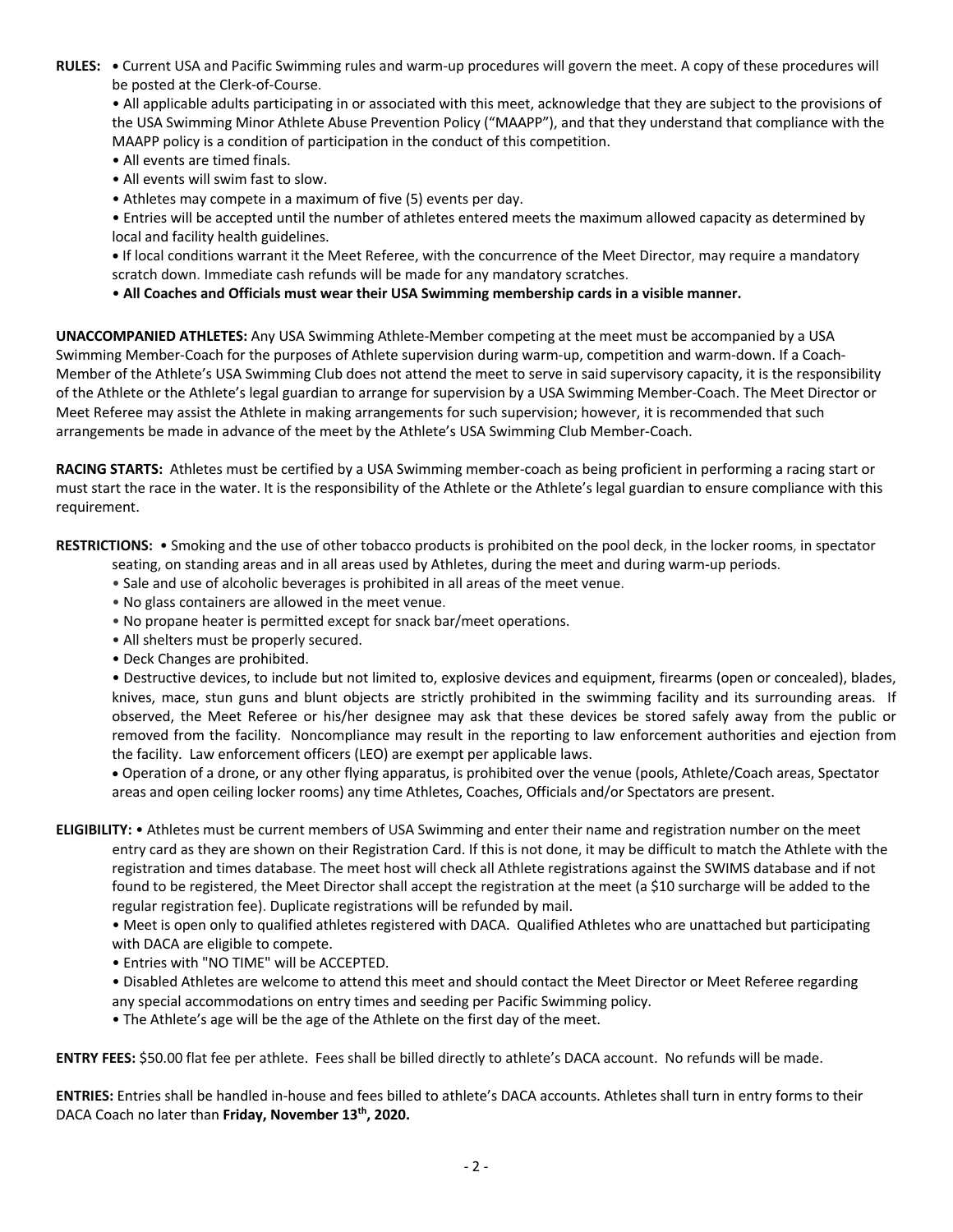**RULES:** • Current USA and Pacific Swimming rules and warm-up procedures will govern the meet. A copy of these procedures will be posted at the Clerk-of-Course.

- All applicable adults participating in or associated with this meet, acknowledge that they are subject to the provisions of the USA Swimming Minor Athlete Abuse Prevention Policy ("MAAPP"), and that they understand that compliance with the MAAPP policy is a condition of participation in the conduct of this competition.
- All events are timed finals.
- All events will swim fast to slow.
- Athletes may compete in a maximum of five (5) events per day.
- Entries will be accepted until the number of athletes entered meets the maximum allowed capacity as determined by local and facility health guidelines.
- If local conditions warrant it the Meet Referee, with the concurrence of the Meet Director, may require a mandatory scratch down. Immediate cash refunds will be made for any mandatory scratches.
- **All Coaches and Officials must wear their USA Swimming membership cards in a visible manner.**

**UNACCOMPANIED ATHLETES:** Any USA Swimming Athlete-Member competing at the meet must be accompanied by a USA Swimming Member-Coach for the purposes of Athlete supervision during warm-up, competition and warm-down. If a Coach-Member of the Athlete's USA Swimming Club does not attend the meet to serve in said supervisory capacity, it is the responsibility of the Athlete or the Athlete's legal guardian to arrange for supervision by a USA Swimming Member-Coach. The Meet Director or Meet Referee may assist the Athlete in making arrangements for such supervision; however, it is recommended that such arrangements be made in advance of the meet by the Athlete's USA Swimming Club Member-Coach.

**RACING STARTS:** Athletes must be certified by a USA Swimming member-coach as being proficient in performing a racing start or must start the race in the water. It is the responsibility of the Athlete or the Athlete's legal guardian to ensure compliance with this requirement.

**RESTRICTIONS:** • Smoking and the use of other tobacco products is prohibited on the pool deck, in the locker rooms, in spectator seating, on standing areas and in all areas used by Athletes, during the meet and during warm-up periods.

- Sale and use of alcoholic beverages is prohibited in all areas of the meet venue.
- No glass containers are allowed in the meet venue.
- No propane heater is permitted except for snack bar/meet operations.
- All shelters must be properly secured.
- Deck Changes are prohibited.
- Destructive devices, to include but not limited to, explosive devices and equipment, firearms (open or concealed), blades, knives, mace, stun guns and blunt objects are strictly prohibited in the swimming facility and its surrounding areas. If observed, the Meet Referee or his/her designee may ask that these devices be stored safely away from the public or removed from the facility. Noncompliance may result in the reporting to law enforcement authorities and ejection from the facility. Law enforcement officers (LEO) are exempt per applicable laws.
- Operation of a drone, or any other flying apparatus, is prohibited over the venue (pools, Athlete/Coach areas, Spectator areas and open ceiling locker rooms) any time Athletes, Coaches, Officials and/or Spectators are present.

**ELIGIBILITY:** • Athletes must be current members of USA Swimming and enter their name and registration number on the meet entry card as they are shown on their Registration Card. If this is not done, it may be difficult to match the Athlete with the registration and times database. The meet host will check all Athlete registrations against the SWIMS database and if not found to be registered, the Meet Director shall accept the registration at the meet (a $10 surcharge will be added to the regular registration fee). Duplicate registrations will be refunded by mail.

- Meet is open only to qualified athletes registered with DACA. Qualified Athletes who are unattached but participating with DACA are eligible to compete.
- Entries with "NO TIME" will be ACCEPTED.
- Disabled Athletes are welcome to attend this meet and should contact the Meet Director or Meet Referee regarding any special accommodations on entry times and seeding per Pacific Swimming policy.
- The Athlete's age will be the age of the Athlete on the first day of the meet.

**ENTRY FEES:** $50.00 flat fee per athlete. Fees shall be billed directly to athlete's DACA account. No refunds will be made.

**ENTRIES:** Entries shall be handled in-house and fees billed to athlete's DACA accounts. Athletes shall turn in entry forms to their DACA Coach no later than **Friday, November 13th, 2020.**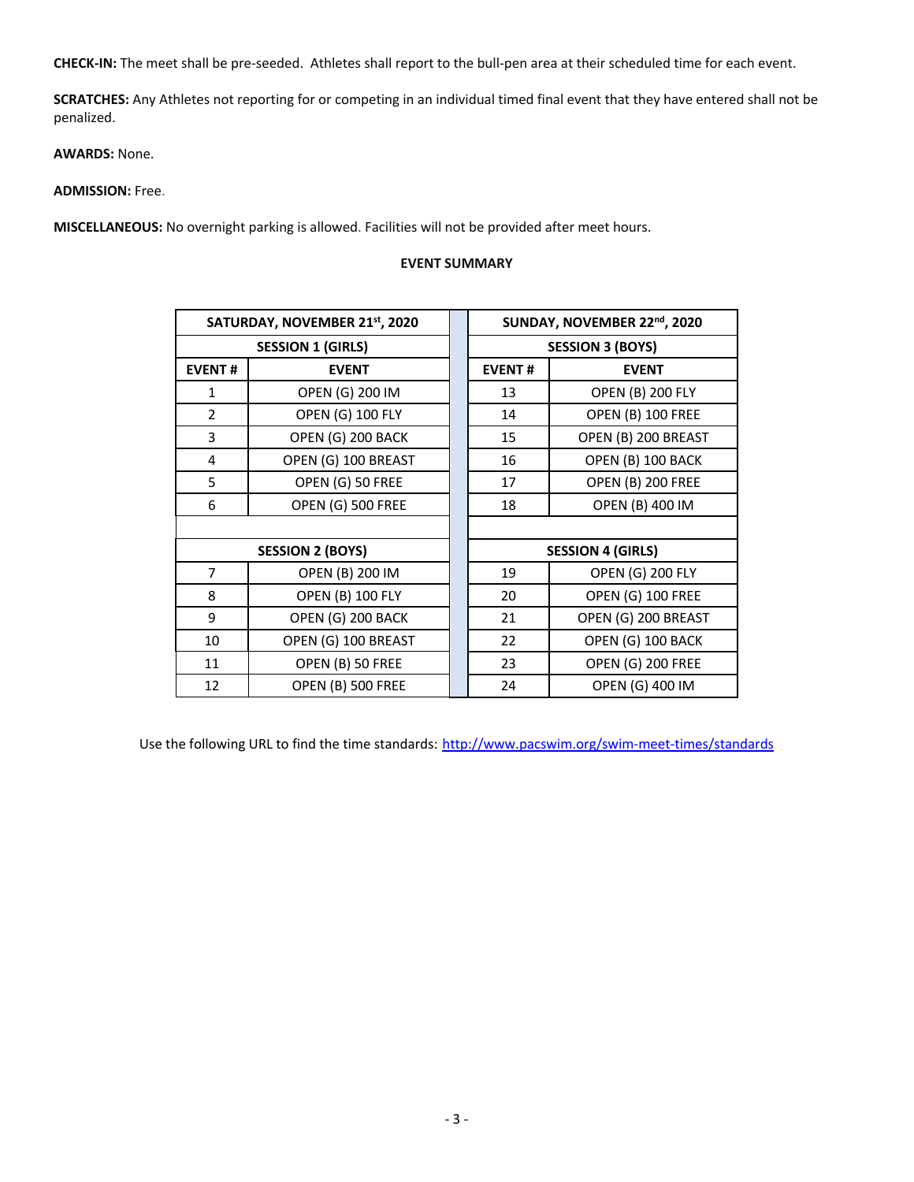**CHECK-IN:** The meet shall be pre-seeded. Athletes shall report to the bull-pen area at their scheduled time for each event.

**SCRATCHES:** Any Athletes not reporting for or competing in an individual timed final event that they have entered shall not be penalized.

**AWARDS:** None.

**ADMISSION:** Free.

**MISCELLANEOUS:** No overnight parking is allowed. Facilities will not be provided after meet hours.

**EVENT SUMMARY**

| SATURDAY, NOVEMBER 21st, 2020 | | SUNDAY, NOVEMBER 22nd, 2020 | |
|---|---|---|---|
| **SESSION 1 (GIRLS)** | | **SESSION 3 (BOYS)** | |
| **EVENT #** | **EVENT** | **EVENT #** | **EVENT** |
| 1 | OPEN (G) 200 IM | 13 | OPEN (B) 200 FLY |
| 2 | OPEN (G) 100 FLY | 14 | OPEN (B) 100 FREE |
| 3 | OPEN (G) 200 BACK | 15 | OPEN (B) 200 BREAST |
| 4 | OPEN (G) 100 BREAST | 16 | OPEN (B) 100 BACK |
| 5 | OPEN (G) 50 FREE | 17 | OPEN (B) 200 FREE |
| 6 | OPEN (G) 500 FREE | 18 | OPEN (B) 400 IM |
| | | | |
| **SESSION 2 (BOYS)** | | **SESSION 4 (GIRLS)** | |
| 7 | OPEN (B) 200 IM | 19 | OPEN (G) 200 FLY |
| 8 | OPEN (B) 100 FLY | 20 | OPEN (G) 100 FREE |
| 9 | OPEN (G) 200 BACK | 21 | OPEN (G) 200 BREAST |
| 10 | OPEN (G) 100 BREAST | 22 | OPEN (G) 100 BACK |
| 11 | OPEN (B) 50 FREE | 23 | OPEN (G) 200 FREE |
| 12 | OPEN (B) 500 FREE | 24 | OPEN (G) 400 IM |

Use the following URL to find the time standards: http://www.pacswim.org/swim-meet-times/standards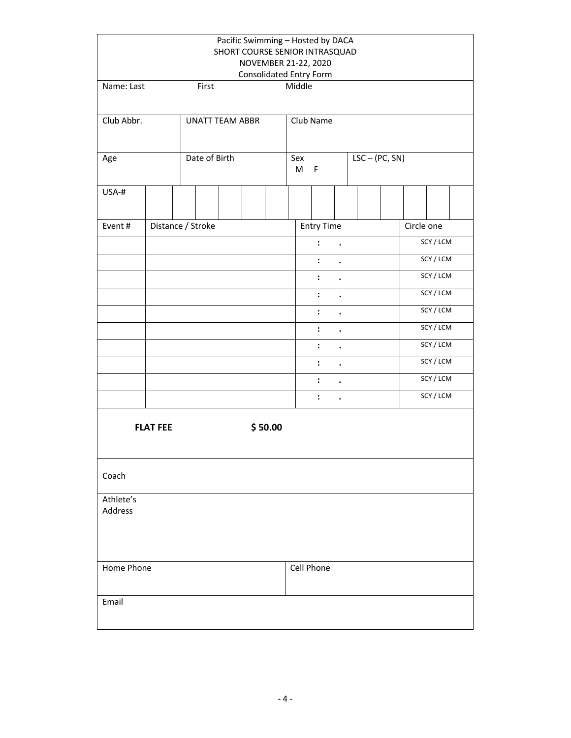Pacific Swimming – Hosted by DACA
SHORT COURSE SENIOR INTRASQUAD
NOVEMBER 21-22, 2020
Consolidated Entry Form

| Name: Last | First | Middle |
|---|---|---|
| | | |

| Club Abbr. | UNATT TEAM ABBR | Club Name |
|---|---|---|
| | | |

| Age | Date of Birth | Sex M F | LSC – (PC, SN) |
|---|---|---|---|
| | | | |

| USA-# | | | | | | | | | | | | | | |
|---|---|---|---|---|---|---|---|---|---|---|---|---|---|---|

| Event # | Distance / Stroke | Entry Time | Circle one |
|---|---|---|---|
| | | : . | SCY / LCM |
| | | : . | SCY / LCM |
| | | : . | SCY / LCM |
| | | : . | SCY / LCM |
| | | : . | SCY / LCM |
| | | : . | SCY / LCM |
| | | : . | SCY / LCM |
| | | : . | SCY / LCM |
| | | : . | SCY / LCM |
| | | : . | SCY / LCM |

**FLAT FEE** **$ 50.00**

Coach

Athlete's Address

| Home Phone | Cell Phone |
|---|---|
| | |

Email